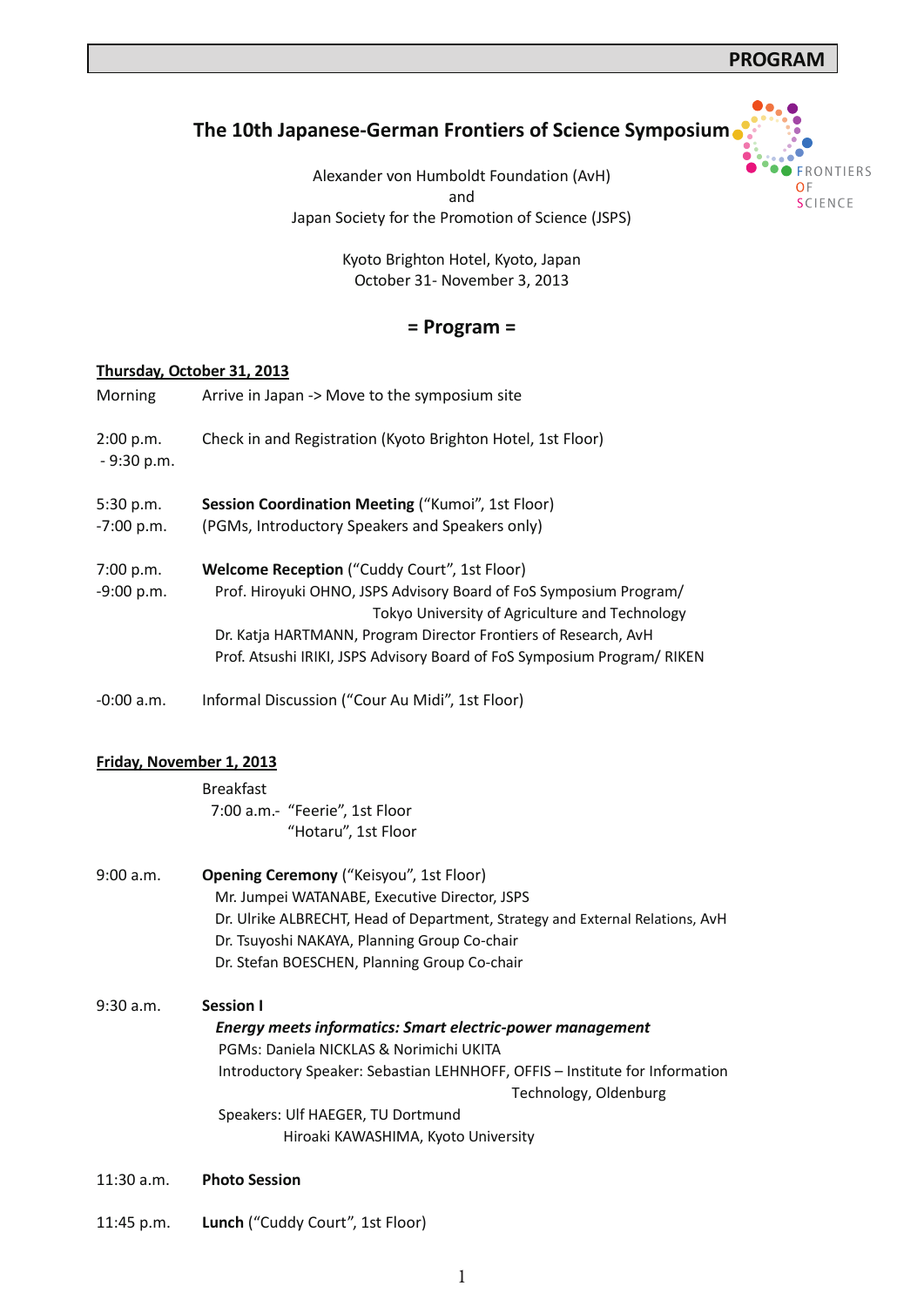**PROGRAM**

# The 10th Japanese-German Frontiers of Science Symposium

FRONTIERS OF SCIENCE

Alexander von Humboldt Foundation (AvH)
and
Japan Society for the Promotion of Science (JSPS)

Kyoto Brighton Hotel, Kyoto, Japan
October 31- November 3, 2013

## = Program =

**Thursday, October 31, 2013**

Morning — Arrive in Japan -> Move to the symposium site

2:00 p.m. - 9:30 p.m. — Check in and Registration (Kyoto Brighton Hotel, 1st Floor)

5:30 p.m. -7:00 p.m. — **Session Coordination Meeting** ("Kumoi", 1st Floor)
(PGMs, Introductory Speakers and Speakers only)

7:00 p.m. -9:00 p.m. — **Welcome Reception** ("Cuddy Court", 1st Floor)
Prof. Hiroyuki OHNO, JSPS Advisory Board of FoS Symposium Program/ Tokyo University of Agriculture and Technology
Dr. Katja HARTMANN, Program Director Frontiers of Research, AvH
Prof. Atsushi IRIKI, JSPS Advisory Board of FoS Symposium Program/ RIKEN

-0:00 a.m. — Informal Discussion ("Cour Au Midi", 1st Floor)

**Friday, November 1, 2013**

Breakfast
7:00 a.m.- "Feerie", 1st Floor
"Hotaru", 1st Floor

9:00 a.m. — **Opening Ceremony** ("Keisyou", 1st Floor)
Mr. Jumpei WATANABE, Executive Director, JSPS
Dr. Ulrike ALBRECHT, Head of Department, Strategy and External Relations, AvH
Dr. Tsuyoshi NAKAYA, Planning Group Co-chair
Dr. Stefan BOESCHEN, Planning Group Co-chair

9:30 a.m. — **Session I**
***Energy meets informatics: Smart electric-power management***
PGMs: Daniela NICKLAS & Norimichi UKITA
Introductory Speaker: Sebastian LEHNHOFF, OFFIS – Institute for Information Technology, Oldenburg
Speakers: Ulf HAEGER, TU Dortmund
Hiroaki KAWASHIMA, Kyoto University

11:30 a.m. — **Photo Session**

11:45 p.m. — **Lunch** ("Cuddy Court", 1st Floor)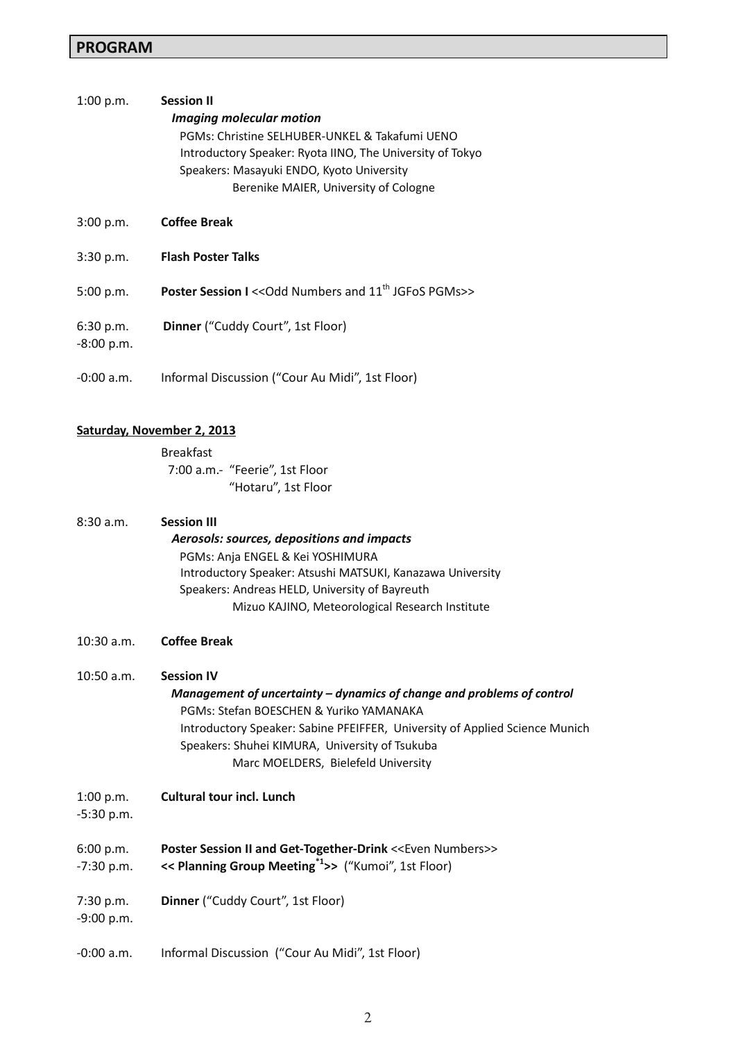## PROGRAM

1:00 p.m. **Session II**

*Imaging molecular motion*

PGMs: Christine SELHUBER-UNKEL & Takafumi UENO
Introductory Speaker: Ryota IINO, The University of Tokyo
Speakers: Masayuki ENDO, Kyoto University
Berenike MAIER, University of Cologne

3:00 p.m. **Coffee Break**

3:30 p.m. **Flash Poster Talks**

5:00 p.m. **Poster Session I** <<Odd Numbers and 11th JGFoS PGMs>>

6:30 p.m. -8:00 p.m. **Dinner** ("Cuddy Court", 1st Floor)

-0:00 a.m. Informal Discussion ("Cour Au Midi", 1st Floor)

**Saturday, November 2, 2013**

Breakfast
7:00 a.m.- "Feerie", 1st Floor
"Hotaru", 1st Floor

8:30 a.m. **Session III**

*Aerosols: sources, depositions and impacts*

PGMs: Anja ENGEL & Kei YOSHIMURA
Introductory Speaker: Atsushi MATSUKI, Kanazawa University
Speakers: Andreas HELD, University of Bayreuth
Mizuo KAJINO, Meteorological Research Institute

10:30 a.m. **Coffee Break**

10:50 a.m. **Session IV**

*Management of uncertainty – dynamics of change and problems of control*

PGMs: Stefan BOESCHEN & Yuriko YAMANAKA
Introductory Speaker: Sabine PFEIFFER, University of Applied Science Munich
Speakers: Shuhei KIMURA, University of Tsukuba
Marc MOELDERS, Bielefeld University

1:00 p.m. -5:30 p.m. **Cultural tour incl. Lunch**

6:00 p.m. -7:30 p.m. **Poster Session II and Get-Together-Drink** <<Even Numbers>>
**<< Planning Group Meeting[*1]>>** ("Kumoi", 1st Floor)

7:30 p.m. -9:00 p.m. **Dinner** ("Cuddy Court", 1st Floor)

-0:00 a.m. Informal Discussion ("Cour Au Midi", 1st Floor)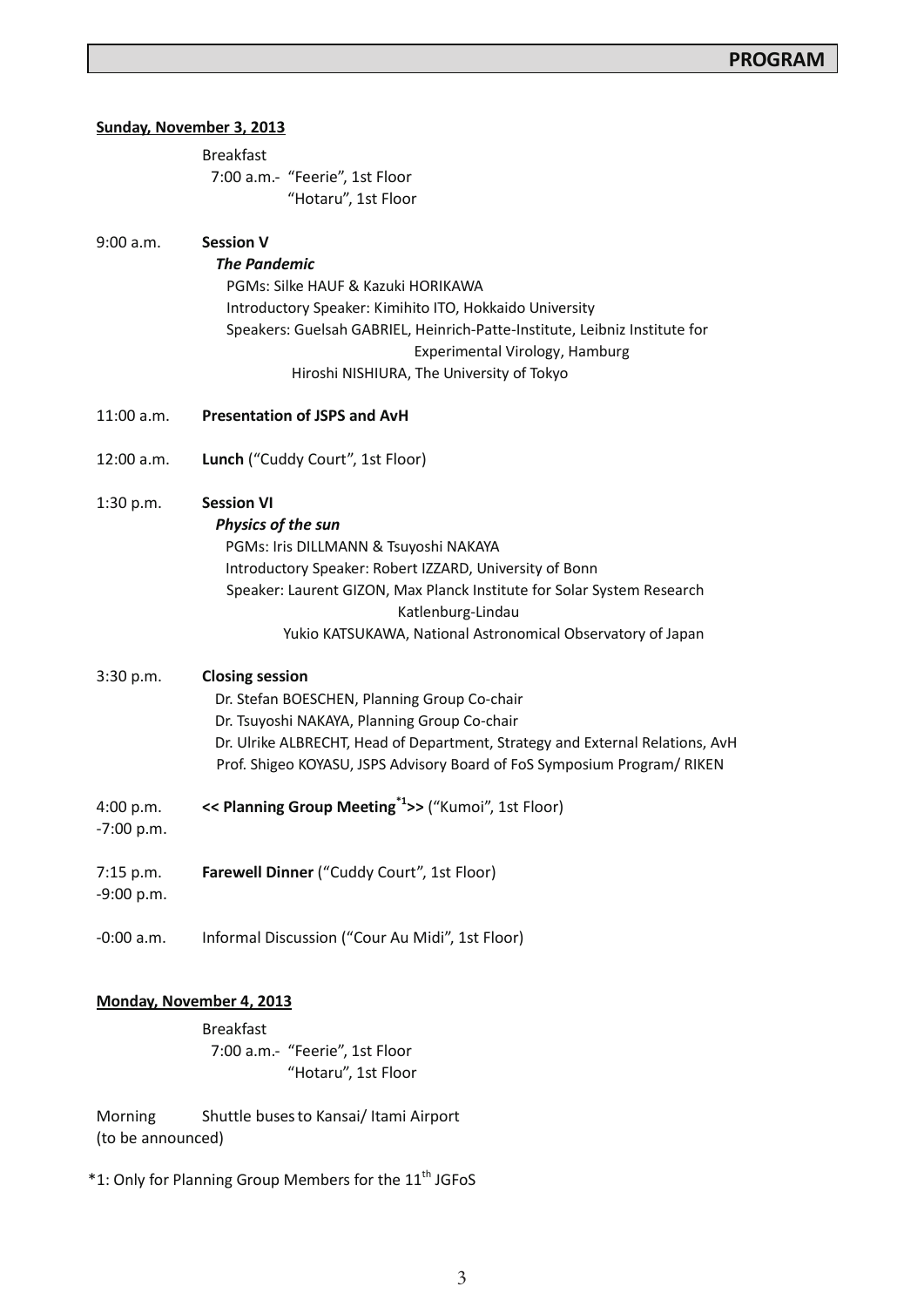## PROGRAM

**Sunday, November 3, 2013**

Breakfast
7:00 a.m.- "Feerie", 1st Floor
"Hotaru", 1st Floor

9:00 a.m. **Session V**
***The Pandemic***
PGMs: Silke HAUF & Kazuki HORIKAWA
Introductory Speaker: Kimihito ITO, Hokkaido University
Speakers: Guelsah GABRIEL, Heinrich-Patte-Institute, Leibniz Institute for Experimental Virology, Hamburg
Hiroshi NISHIURA, The University of Tokyo

11:00 a.m. **Presentation of JSPS and AvH**

12:00 a.m. **Lunch** ("Cuddy Court", 1st Floor)

1:30 p.m. **Session VI**
***Physics of the sun***
PGMs: Iris DILLMANN & Tsuyoshi NAKAYA
Introductory Speaker: Robert IZZARD, University of Bonn
Speaker: Laurent GIZON, Max Planck Institute for Solar System Research Katlenburg-Lindau
Yukio KATSUKAWA, National Astronomical Observatory of Japan

3:30 p.m. **Closing session**
Dr. Stefan BOESCHEN, Planning Group Co-chair
Dr. Tsuyoshi NAKAYA, Planning Group Co-chair
Dr. Ulrike ALBRECHT, Head of Department, Strategy and External Relations, AvH
Prof. Shigeo KOYASU, JSPS Advisory Board of FoS Symposium Program/ RIKEN

4:00 p.m. -7:00 p.m. **<< Planning Group Meeting[*1]>>** ("Kumoi", 1st Floor)

7:15 p.m. -9:00 p.m. **Farewell Dinner** ("Cuddy Court", 1st Floor)

-0:00 a.m. Informal Discussion ("Cour Au Midi", 1st Floor)

**Monday, November 4, 2013**

Breakfast
7:00 a.m.- "Feerie", 1st Floor
"Hotaru", 1st Floor

Morning (to be announced) Shuttle buses to Kansai/ Itami Airport

*1: Only for Planning Group Members for the 11th JGFoS